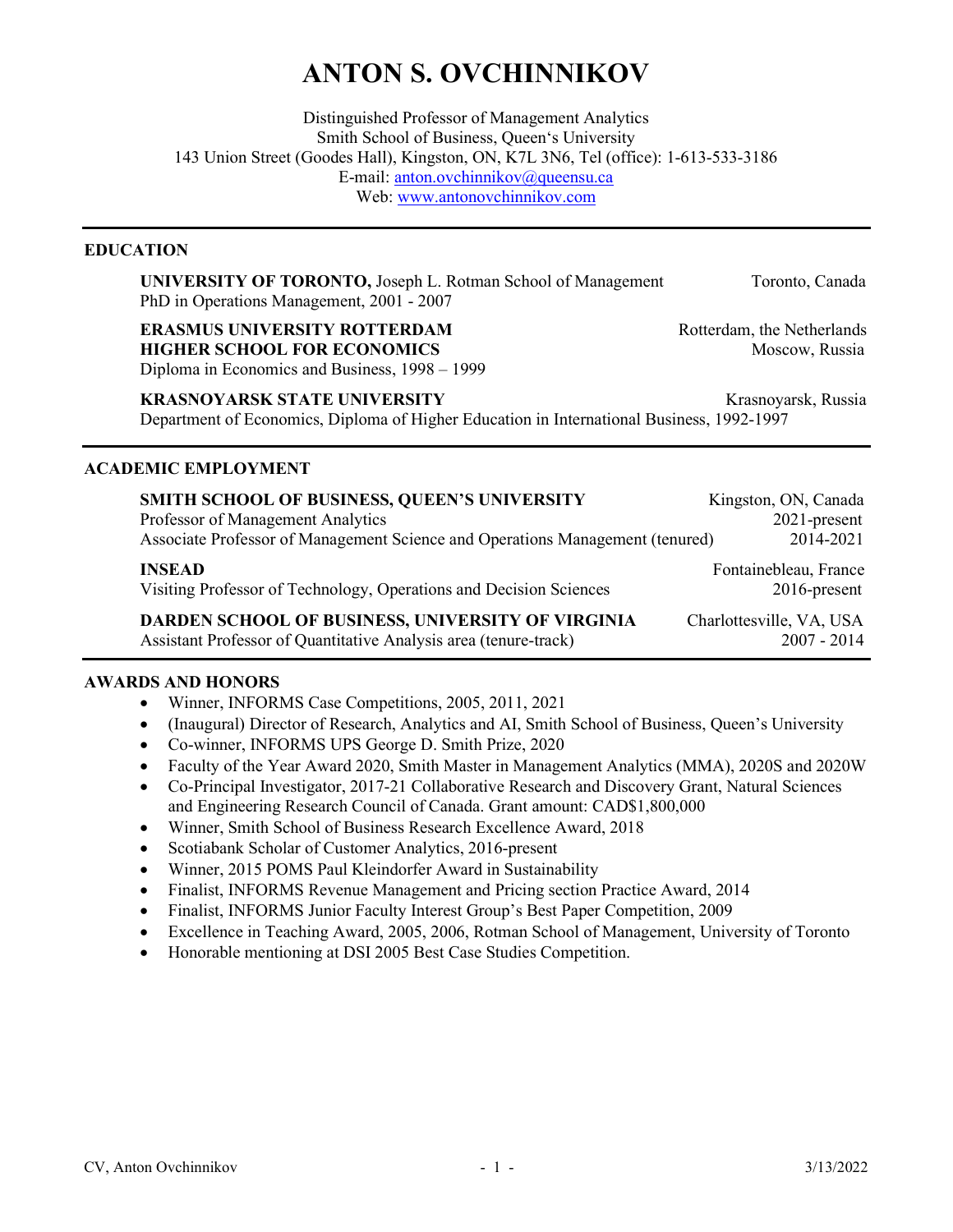# ANTON S. OVCHINNIKOV

Distinguished Professor of Management Analytics
Smith School of Business, Queen's University
143 Union Street (Goodes Hall), Kingston, ON, K7L 3N6, Tel (office): 1-613-533-3186
E-mail: anton.ovchinnikov@queensu.ca
Web: www.antonovchinnikov.com

## EDUCATION

**UNIVERSITY OF TORONTO,** Joseph L. Rotman School of Management — Toronto, Canada
PhD in Operations Management, 2001 - 2007

**ERASMUS UNIVERSITY ROTTERDAM** — Rotterdam, the Netherlands
**HIGHER SCHOOL FOR ECONOMICS** — Moscow, Russia
Diploma in Economics and Business, 1998 – 1999

**KRASNOYARSK STATE UNIVERSITY** — Krasnoyarsk, Russia
Department of Economics, Diploma of Higher Education in International Business, 1992-1997

## ACADEMIC EMPLOYMENT

**SMITH SCHOOL OF BUSINESS, QUEEN'S UNIVERSITY** — Kingston, ON, Canada
Professor of Management Analytics — 2021-present
Associate Professor of Management Science and Operations Management (tenured) — 2014-2021

**INSEAD** — Fontainebleau, France
Visiting Professor of Technology, Operations and Decision Sciences — 2016-present

**DARDEN SCHOOL OF BUSINESS, UNIVERSITY OF VIRGINIA** — Charlottesville, VA, USA
Assistant Professor of Quantitative Analysis area (tenure-track) — 2007 - 2014

## AWARDS AND HONORS

- Winner, INFORMS Case Competitions, 2005, 2011, 2021
- (Inaugural) Director of Research, Analytics and AI, Smith School of Business, Queen's University
- Co-winner, INFORMS UPS George D. Smith Prize, 2020
- Faculty of the Year Award 2020, Smith Master in Management Analytics (MMA), 2020S and 2020W
- Co-Principal Investigator, 2017-21 Collaborative Research and Discovery Grant, Natural Sciences and Engineering Research Council of Canada. Grant amount: CAD$1,800,000
- Winner, Smith School of Business Research Excellence Award, 2018
- Scotiabank Scholar of Customer Analytics, 2016-present
- Winner, 2015 POMS Paul Kleindorfer Award in Sustainability
- Finalist, INFORMS Revenue Management and Pricing section Practice Award, 2014
- Finalist, INFORMS Junior Faculty Interest Group's Best Paper Competition, 2009
- Excellence in Teaching Award, 2005, 2006, Rotman School of Management, University of Toronto
- Honorable mentioning at DSI 2005 Best Case Studies Competition.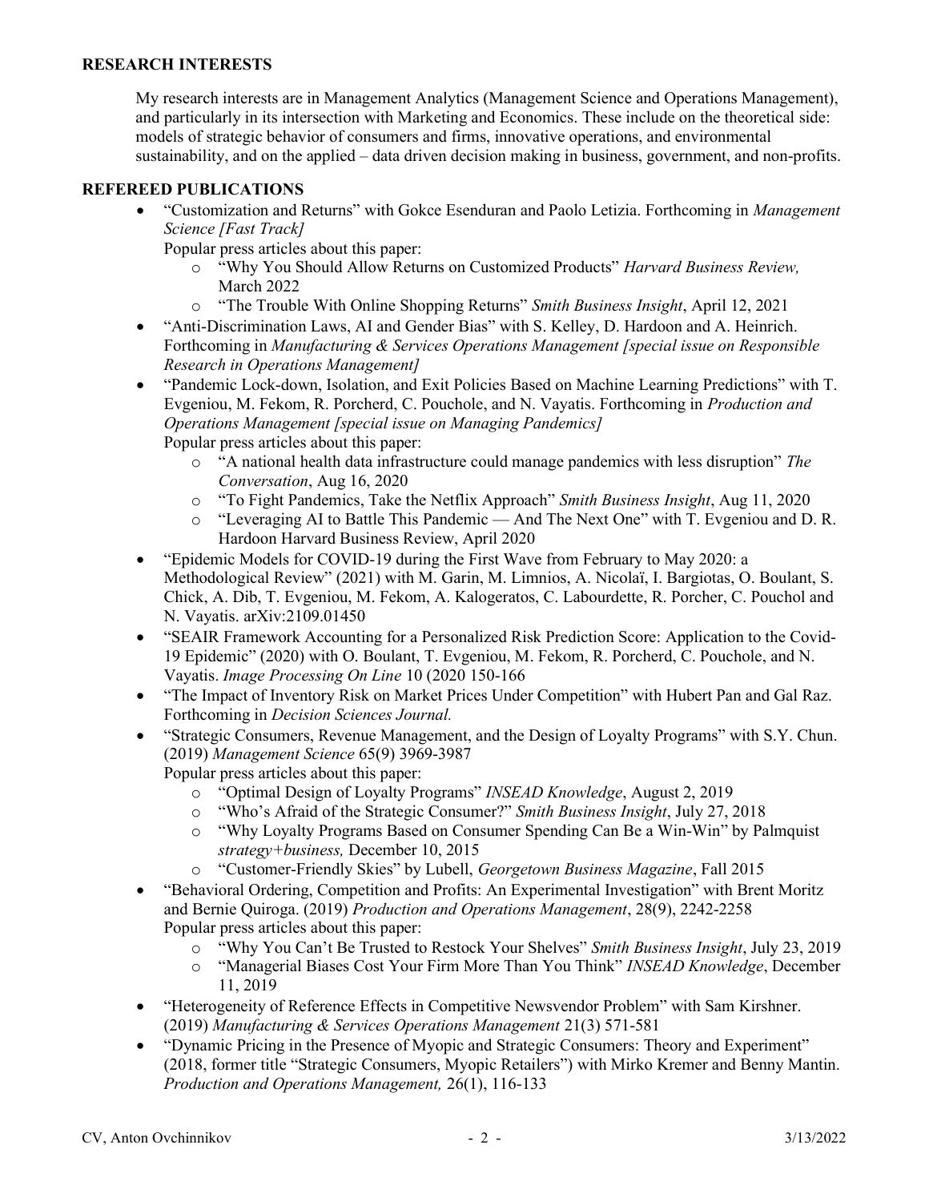## RESEARCH INTERESTS

My research interests are in Management Analytics (Management Science and Operations Management), and particularly in its intersection with Marketing and Economics. These include on the theoretical side: models of strategic behavior of consumers and firms, innovative operations, and environmental sustainability, and on the applied – data driven decision making in business, government, and non-profits.

## REFEREED PUBLICATIONS

- "Customization and Returns" with Gokce Esenduran and Paolo Letizia. Forthcoming in *Management Science [Fast Track]*
  Popular press articles about this paper:
  - "Why You Should Allow Returns on Customized Products" *Harvard Business Review,* March 2022
  - "The Trouble With Online Shopping Returns" *Smith Business Insight*, April 12, 2021
- "Anti-Discrimination Laws, AI and Gender Bias" with S. Kelley, D. Hardoon and A. Heinrich. Forthcoming in *Manufacturing & Services Operations Management [special issue on Responsible Research in Operations Management]*
- "Pandemic Lock-down, Isolation, and Exit Policies Based on Machine Learning Predictions" with T. Evgeniou, M. Fekom, R. Porcherd, C. Pouchole, and N. Vayatis. Forthcoming in *Production and Operations Management [special issue on Managing Pandemics]*
  Popular press articles about this paper:
  - "A national health data infrastructure could manage pandemics with less disruption" *The Conversation*, Aug 16, 2020
  - "To Fight Pandemics, Take the Netflix Approach" *Smith Business Insight*, Aug 11, 2020
  - "Leveraging AI to Battle This Pandemic — And The Next One" with T. Evgeniou and D. R. Hardoon Harvard Business Review, April 2020
- "Epidemic Models for COVID-19 during the First Wave from February to May 2020: a Methodological Review" (2021) with M. Garin, M. Limnios, A. Nicolaï, I. Bargiotas, O. Boulant, S. Chick, A. Dib, T. Evgeniou, M. Fekom, A. Kalogeratos, C. Labourdette, R. Porcher, C. Pouchol and N. Vayatis. arXiv:2109.01450
- "SEAIR Framework Accounting for a Personalized Risk Prediction Score: Application to the Covid-19 Epidemic" (2020) with O. Boulant, T. Evgeniou, M. Fekom, R. Porcherd, C. Pouchole, and N. Vayatis. *Image Processing On Line* 10 (2020 150-166
- "The Impact of Inventory Risk on Market Prices Under Competition" with Hubert Pan and Gal Raz. Forthcoming in *Decision Sciences Journal.*
- "Strategic Consumers, Revenue Management, and the Design of Loyalty Programs" with S.Y. Chun. (2019) *Management Science* 65(9) 3969-3987
  Popular press articles about this paper:
  - "Optimal Design of Loyalty Programs" *INSEAD Knowledge*, August 2, 2019
  - "Who's Afraid of the Strategic Consumer?" *Smith Business Insight*, July 27, 2018
  - "Why Loyalty Programs Based on Consumer Spending Can Be a Win-Win" by Palmquist *strategy+business,* December 10, 2015
  - "Customer-Friendly Skies" by Lubell, *Georgetown Business Magazine*, Fall 2015
- "Behavioral Ordering, Competition and Profits: An Experimental Investigation" with Brent Moritz and Bernie Quiroga. (2019) *Production and Operations Management*, 28(9), 2242-2258
  Popular press articles about this paper:
  - "Why You Can't Be Trusted to Restock Your Shelves" *Smith Business Insight*, July 23, 2019
  - "Managerial Biases Cost Your Firm More Than You Think" *INSEAD Knowledge*, December 11, 2019
- "Heterogeneity of Reference Effects in Competitive Newsvendor Problem" with Sam Kirshner. (2019) *Manufacturing & Services Operations Management* 21(3) 571-581
- "Dynamic Pricing in the Presence of Myopic and Strategic Consumers: Theory and Experiment" (2018, former title "Strategic Consumers, Myopic Retailers") with Mirko Kremer and Benny Mantin. *Production and Operations Management,* 26(1), 116-133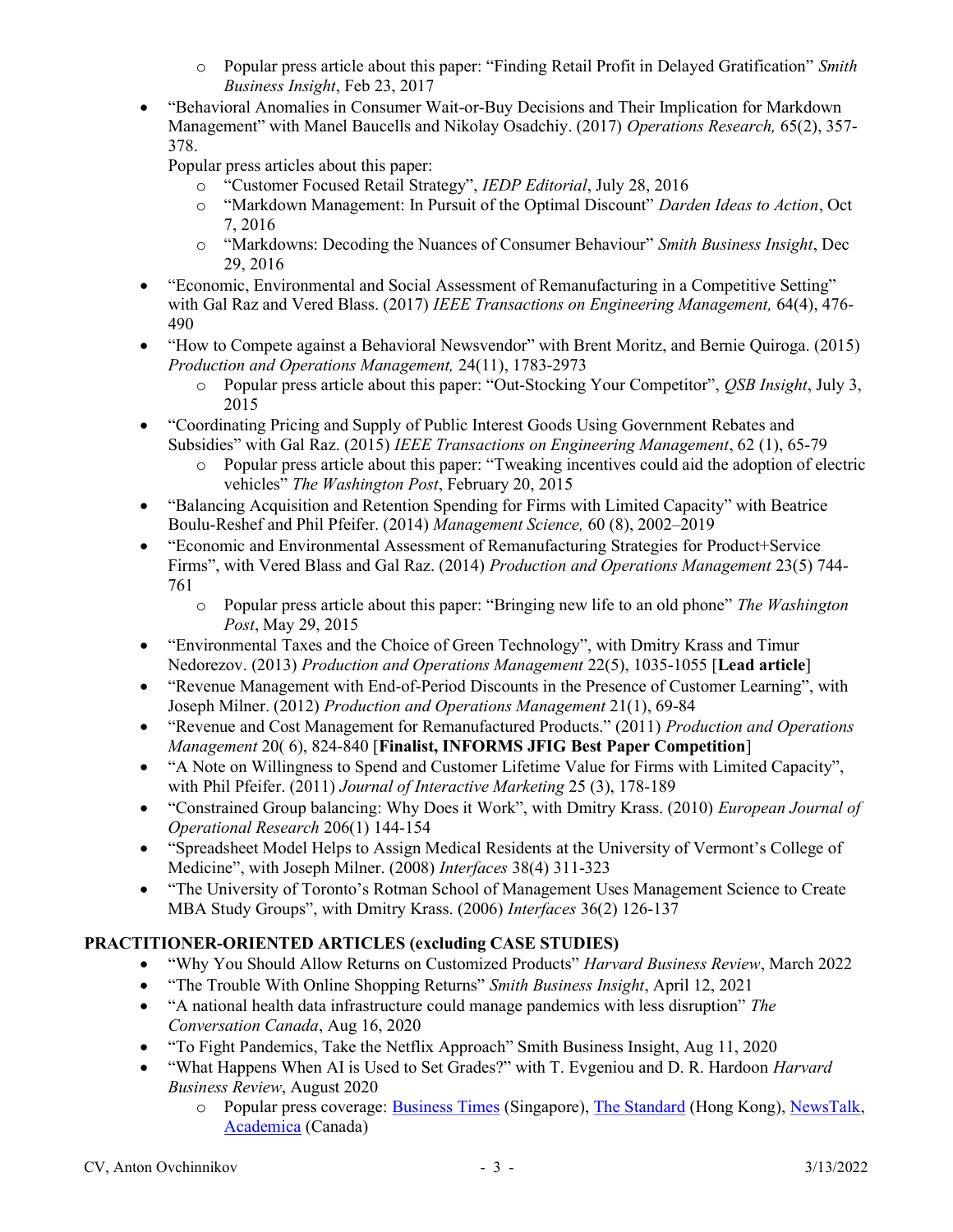- Popular press article about this paper: "Finding Retail Profit in Delayed Gratification" *Smith Business Insight*, Feb 23, 2017

- "Behavioral Anomalies in Consumer Wait-or-Buy Decisions and Their Implication for Markdown Management" with Manel Baucells and Nikolay Osadchiy. (2017) *Operations Research,* 65(2), 357-378.

  Popular press articles about this paper:
  - "Customer Focused Retail Strategy", *IEDP Editorial*, July 28, 2016
  - "Markdown Management: In Pursuit of the Optimal Discount" *Darden Ideas to Action*, Oct 7, 2016
  - "Markdowns: Decoding the Nuances of Consumer Behaviour" *Smith Business Insight*, Dec 29, 2016
- "Economic, Environmental and Social Assessment of Remanufacturing in a Competitive Setting" with Gal Raz and Vered Blass. (2017) *IEEE Transactions on Engineering Management,* 64(4), 476-490
- "How to Compete against a Behavioral Newsvendor" with Brent Moritz, and Bernie Quiroga. (2015) *Production and Operations Management,* 24(11), 1783-2973
  - Popular press article about this paper: "Out-Stocking Your Competitor", *QSB Insight*, July 3, 2015
- "Coordinating Pricing and Supply of Public Interest Goods Using Government Rebates and Subsidies" with Gal Raz. (2015) *IEEE Transactions on Engineering Management*, 62 (1), 65-79
  - Popular press article about this paper: "Tweaking incentives could aid the adoption of electric vehicles" *The Washington Post*, February 20, 2015
- "Balancing Acquisition and Retention Spending for Firms with Limited Capacity" with Beatrice Boulu-Reshef and Phil Pfeifer. (2014) *Management Science,* 60 (8), 2002–2019
- "Economic and Environmental Assessment of Remanufacturing Strategies for Product+Service Firms", with Vered Blass and Gal Raz. (2014) *Production and Operations Management* 23(5) 744-761
  - Popular press article about this paper: "Bringing new life to an old phone" *The Washington Post*, May 29, 2015
- "Environmental Taxes and the Choice of Green Technology", with Dmitry Krass and Timur Nedorezov. (2013) *Production and Operations Management* 22(5), 1035-1055 [**Lead article**]
- "Revenue Management with End-of-Period Discounts in the Presence of Customer Learning", with Joseph Milner. (2012) *Production and Operations Management* 21(1), 69-84
- "Revenue and Cost Management for Remanufactured Products." (2011) *Production and Operations Management* 20( 6), 824-840 [**Finalist, INFORMS JFIG Best Paper Competition**]
- "A Note on Willingness to Spend and Customer Lifetime Value for Firms with Limited Capacity", with Phil Pfeifer. (2011) *Journal of Interactive Marketing* 25 (3), 178-189
- "Constrained Group balancing: Why Does it Work", with Dmitry Krass. (2010) *European Journal of Operational Research* 206(1) 144-154
- "Spreadsheet Model Helps to Assign Medical Residents at the University of Vermont's College of Medicine", with Joseph Milner. (2008) *Interfaces* 38(4) 311-323
- "The University of Toronto's Rotman School of Management Uses Management Science to Create MBA Study Groups", with Dmitry Krass. (2006) *Interfaces* 36(2) 126-137

## PRACTITIONER-ORIENTED ARTICLES (excluding CASE STUDIES)

- "Why You Should Allow Returns on Customized Products" *Harvard Business Review*, March 2022
- "The Trouble With Online Shopping Returns" *Smith Business Insight*, April 12, 2021
- "A national health data infrastructure could manage pandemics with less disruption" *The Conversation Canada*, Aug 16, 2020
- "To Fight Pandemics, Take the Netflix Approach" Smith Business Insight, Aug 11, 2020
- "What Happens When AI is Used to Set Grades?" with T. Evgeniou and D. R. Hardoon *Harvard Business Review*, August 2020
  - Popular press coverage: Business Times (Singapore), The Standard (Hong Kong), NewsTalk, Academica (Canada)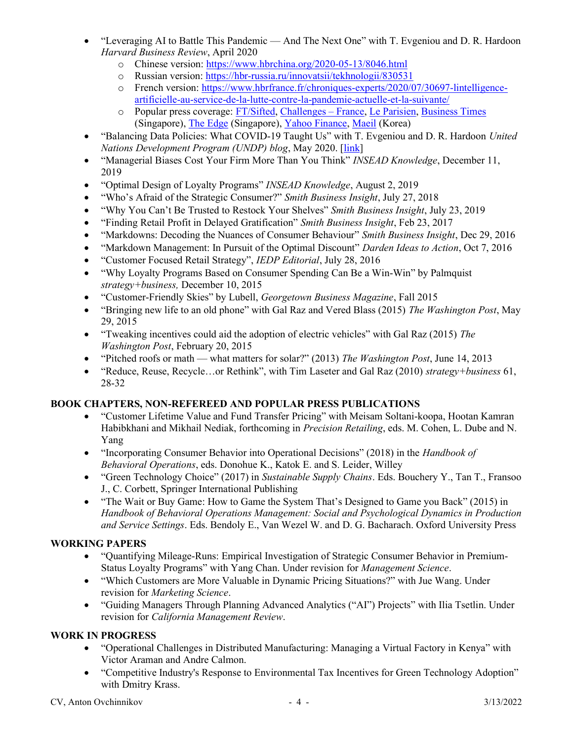- "Leveraging AI to Battle This Pandemic — And The Next One" with T. Evgeniou and D. R. Hardoon *Harvard Business Review*, April 2020
  - Chinese version: https://www.hbrchina.org/2020-05-13/8046.html
  - Russian version: https://hbr-russia.ru/innovatsii/tekhnologii/830531
  - French version: https://www.hbrfrance.fr/chroniques-experts/2020/07/30697-lintelligence-artificielle-au-service-de-la-lutte-contre-la-pandemie-actuelle-et-la-suivante/
  - Popular press coverage: FT/Sifted, Challenges – France, Le Parisien, Business Times (Singapore), The Edge (Singapore), Yahoo Finance, Maeil (Korea)
- "Balancing Data Policies: What COVID-19 Taught Us" with T. Evgeniou and D. R. Hardoon *United Nations Development Program (UNDP) blog*, May 2020. [link]
- "Managerial Biases Cost Your Firm More Than You Think" *INSEAD Knowledge*, December 11, 2019
- "Optimal Design of Loyalty Programs" *INSEAD Knowledge*, August 2, 2019
- "Who's Afraid of the Strategic Consumer?" *Smith Business Insight*, July 27, 2018
- "Why You Can't Be Trusted to Restock Your Shelves" *Smith Business Insight*, July 23, 2019
- "Finding Retail Profit in Delayed Gratification" *Smith Business Insight*, Feb 23, 2017
- "Markdowns: Decoding the Nuances of Consumer Behaviour" *Smith Business Insight*, Dec 29, 2016
- "Markdown Management: In Pursuit of the Optimal Discount" *Darden Ideas to Action*, Oct 7, 2016
- "Customer Focused Retail Strategy", *IEDP Editorial*, July 28, 2016
- "Why Loyalty Programs Based on Consumer Spending Can Be a Win-Win" by Palmquist *strategy+business,* December 10, 2015
- "Customer-Friendly Skies" by Lubell, *Georgetown Business Magazine*, Fall 2015
- "Bringing new life to an old phone" with Gal Raz and Vered Blass (2015) *The Washington Post*, May 29, 2015
- "Tweaking incentives could aid the adoption of electric vehicles" with Gal Raz (2015) *The Washington Post*, February 20, 2015
- "Pitched roofs or math — what matters for solar?" (2013) *The Washington Post*, June 14, 2013
- "Reduce, Reuse, Recycle…or Rethink", with Tim Laseter and Gal Raz (2010) *strategy+business* 61, 28-32

## BOOK CHAPTERS, NON-REFEREED AND POPULAR PRESS PUBLICATIONS

- "Customer Lifetime Value and Fund Transfer Pricing" with Meisam Soltani-koopa, Hootan Kamran Habibkhani and Mikhail Nediak, forthcoming in *Precision Retailing*, eds. M. Cohen, L. Dube and N. Yang
- "Incorporating Consumer Behavior into Operational Decisions" (2018) in the *Handbook of Behavioral Operations*, eds. Donohue K., Katok E. and S. Leider, Willey
- "Green Technology Choice" (2017) in *Sustainable Supply Chains*. Eds. Bouchery Y., Tan T., Fransoo J., C. Corbett, Springer International Publishing
- "The Wait or Buy Game: How to Game the System That's Designed to Game you Back" (2015) in *Handbook of Behavioral Operations Management: Social and Psychological Dynamics in Production and Service Settings*. Eds. Bendoly E., Van Wezel W. and D. G. Bacharach. Oxford University Press

## WORKING PAPERS

- "Quantifying Mileage-Runs: Empirical Investigation of Strategic Consumer Behavior in Premium-Status Loyalty Programs" with Yang Chan. Under revision for *Management Science*.
- "Which Customers are More Valuable in Dynamic Pricing Situations?" with Jue Wang. Under revision for *Marketing Science*.
- "Guiding Managers Through Planning Advanced Analytics ("AI") Projects" with Ilia Tsetlin. Under revision for *California Management Review*.

## WORK IN PROGRESS

- "Operational Challenges in Distributed Manufacturing: Managing a Virtual Factory in Kenya" with Victor Araman and Andre Calmon.
- "Competitive Industry's Response to Environmental Tax Incentives for Green Technology Adoption" with Dmitry Krass.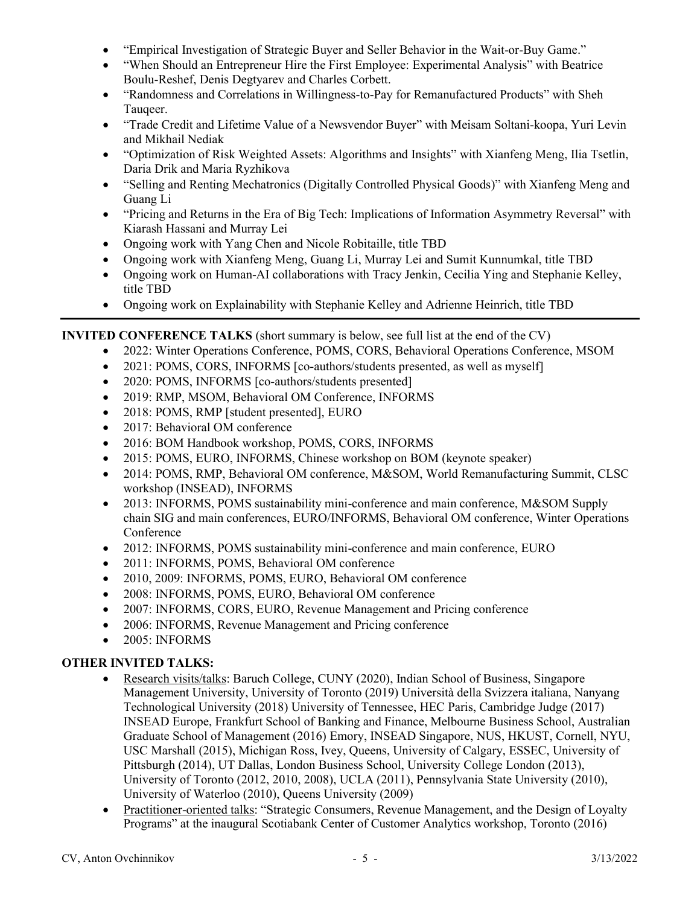- "Empirical Investigation of Strategic Buyer and Seller Behavior in the Wait-or-Buy Game."
- "When Should an Entrepreneur Hire the First Employee: Experimental Analysis" with Beatrice Boulu-Reshef, Denis Degtyarev and Charles Corbett.
- "Randomness and Correlations in Willingness-to-Pay for Remanufactured Products" with Sheh Tauqeer.
- "Trade Credit and Lifetime Value of a Newsvendor Buyer" with Meisam Soltani-koopa, Yuri Levin and Mikhail Nediak
- "Optimization of Risk Weighted Assets: Algorithms and Insights" with Xianfeng Meng, Ilia Tsetlin, Daria Drik and Maria Ryzhikova
- "Selling and Renting Mechatronics (Digitally Controlled Physical Goods)" with Xianfeng Meng and Guang Li
- "Pricing and Returns in the Era of Big Tech: Implications of Information Asymmetry Reversal" with Kiarash Hassani and Murray Lei
- Ongoing work with Yang Chen and Nicole Robitaille, title TBD
- Ongoing work with Xianfeng Meng, Guang Li, Murray Lei and Sumit Kunnumkal, title TBD
- Ongoing work on Human-AI collaborations with Tracy Jenkin, Cecilia Ying and Stephanie Kelley, title TBD
- Ongoing work on Explainability with Stephanie Kelley and Adrienne Heinrich, title TBD

---

**INVITED CONFERENCE TALKS** (short summary is below, see full list at the end of the CV)

- 2022: Winter Operations Conference, POMS, CORS, Behavioral Operations Conference, MSOM
- 2021: POMS, CORS, INFORMS [co-authors/students presented, as well as myself]
- 2020: POMS, INFORMS [co-authors/students presented]
- 2019: RMP, MSOM, Behavioral OM Conference, INFORMS
- 2018: POMS, RMP [student presented], EURO
- 2017: Behavioral OM conference
- 2016: BOM Handbook workshop, POMS, CORS, INFORMS
- 2015: POMS, EURO, INFORMS, Chinese workshop on BOM (keynote speaker)
- 2014: POMS, RMP, Behavioral OM conference, M&SOM, World Remanufacturing Summit, CLSC workshop (INSEAD), INFORMS
- 2013: INFORMS, POMS sustainability mini-conference and main conference, M&SOM Supply chain SIG and main conferences, EURO/INFORMS, Behavioral OM conference, Winter Operations Conference
- 2012: INFORMS, POMS sustainability mini-conference and main conference, EURO
- 2011: INFORMS, POMS, Behavioral OM conference
- 2010, 2009: INFORMS, POMS, EURO, Behavioral OM conference
- 2008: INFORMS, POMS, EURO, Behavioral OM conference
- 2007: INFORMS, CORS, EURO, Revenue Management and Pricing conference
- 2006: INFORMS, Revenue Management and Pricing conference
- 2005: INFORMS

**OTHER INVITED TALKS:**

- Research visits/talks: Baruch College, CUNY (2020), Indian School of Business, Singapore Management University, University of Toronto (2019) Università della Svizzera italiana, Nanyang Technological University (2018) University of Tennessee, HEC Paris, Cambridge Judge (2017) INSEAD Europe, Frankfurt School of Banking and Finance, Melbourne Business School, Australian Graduate School of Management (2016) Emory, INSEAD Singapore, NUS, HKUST, Cornell, NYU, USC Marshall (2015), Michigan Ross, Ivey, Queens, University of Calgary, ESSEC, University of Pittsburgh (2014), UT Dallas, London Business School, University College London (2013), University of Toronto (2012, 2010, 2008), UCLA (2011), Pennsylvania State University (2010), University of Waterloo (2010), Queens University (2009)
- Practitioner-oriented talks: "Strategic Consumers, Revenue Management, and the Design of Loyalty Programs" at the inaugural Scotiabank Center of Customer Analytics workshop, Toronto (2016)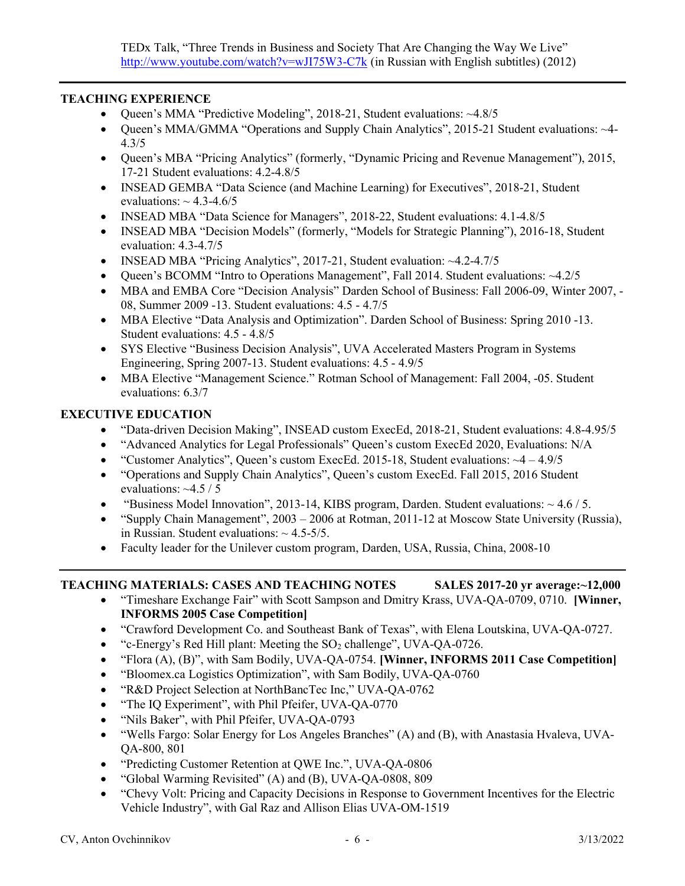TEDx Talk, "Three Trends in Business and Society That Are Changing the Way We Live" http://www.youtube.com/watch?v=wJI75W3-C7k (in Russian with English subtitles) (2012)

---

## TEACHING EXPERIENCE

- Queen's MMA "Predictive Modeling", 2018-21, Student evaluations: ~4.8/5
- Queen's MMA/GMMA "Operations and Supply Chain Analytics", 2015-21 Student evaluations: ~4-4.3/5
- Queen's MBA "Pricing Analytics" (formerly, "Dynamic Pricing and Revenue Management"), 2015, 17-21 Student evaluations: 4.2-4.8/5
- INSEAD GEMBA "Data Science (and Machine Learning) for Executives", 2018-21, Student evaluations: ~ 4.3-4.6/5
- INSEAD MBA "Data Science for Managers", 2018-22, Student evaluations: 4.1-4.8/5
- INSEAD MBA "Decision Models" (formerly, "Models for Strategic Planning"), 2016-18, Student evaluation: 4.3-4.7/5
- INSEAD MBA "Pricing Analytics", 2017-21, Student evaluation: ~4.2-4.7/5
- Queen's BCOMM "Intro to Operations Management", Fall 2014. Student evaluations: ~4.2/5
- MBA and EMBA Core "Decision Analysis" Darden School of Business: Fall 2006-09, Winter 2007, -08, Summer 2009 -13. Student evaluations: 4.5 - 4.7/5
- MBA Elective "Data Analysis and Optimization". Darden School of Business: Spring 2010 -13. Student evaluations: 4.5 - 4.8/5
- SYS Elective "Business Decision Analysis", UVA Accelerated Masters Program in Systems Engineering, Spring 2007-13. Student evaluations: 4.5 - 4.9/5
- MBA Elective "Management Science." Rotman School of Management: Fall 2004, -05. Student evaluations: 6.3/7

## EXECUTIVE EDUCATION

- "Data-driven Decision Making", INSEAD custom ExecEd, 2018-21, Student evaluations: 4.8-4.95/5
- "Advanced Analytics for Legal Professionals" Queen's custom ExecEd 2020, Evaluations: N/A
- "Customer Analytics", Queen's custom ExecEd. 2015-18, Student evaluations: ~4 – 4.9/5
- "Operations and Supply Chain Analytics", Queen's custom ExecEd. Fall 2015, 2016 Student evaluations: ~4.5 / 5
- "Business Model Innovation", 2013-14, KIBS program, Darden. Student evaluations: ~ 4.6 / 5.
- "Supply Chain Management", 2003 – 2006 at Rotman, 2011-12 at Moscow State University (Russia), in Russian. Student evaluations: ~ 4.5-5/5.
- Faculty leader for the Unilever custom program, Darden, USA, Russia, China, 2008-10

---

## TEACHING MATERIALS: CASES AND TEACHING NOTES — SALES 2017-20 yr average:~12,000

- "Timeshare Exchange Fair" with Scott Sampson and Dmitry Krass, UVA-QA-0709, 0710. **[Winner, INFORMS 2005 Case Competition]**
- "Crawford Development Co. and Southeast Bank of Texas", with Elena Loutskina, UVA-QA-0727.
- "c-Energy's Red Hill plant: Meeting the $SO_2$ challenge", UVA-QA-0726.
- "Flora (A), (B)", with Sam Bodily, UVA-QA-0754. **[Winner, INFORMS 2011 Case Competition]**
- "Bloomex.ca Logistics Optimization", with Sam Bodily, UVA-QA-0760
- "R&D Project Selection at NorthBancTec Inc," UVA-QA-0762
- "The IQ Experiment", with Phil Pfeifer, UVA-QA-0770
- "Nils Baker", with Phil Pfeifer, UVA-QA-0793
- "Wells Fargo: Solar Energy for Los Angeles Branches" (A) and (B), with Anastasia Hvaleva, UVA-QA-800, 801
- "Predicting Customer Retention at QWE Inc.", UVA-QA-0806
- "Global Warming Revisited" (A) and (B), UVA-QA-0808, 809
- "Chevy Volt: Pricing and Capacity Decisions in Response to Government Incentives for the Electric Vehicle Industry", with Gal Raz and Allison Elias UVA-OM-1519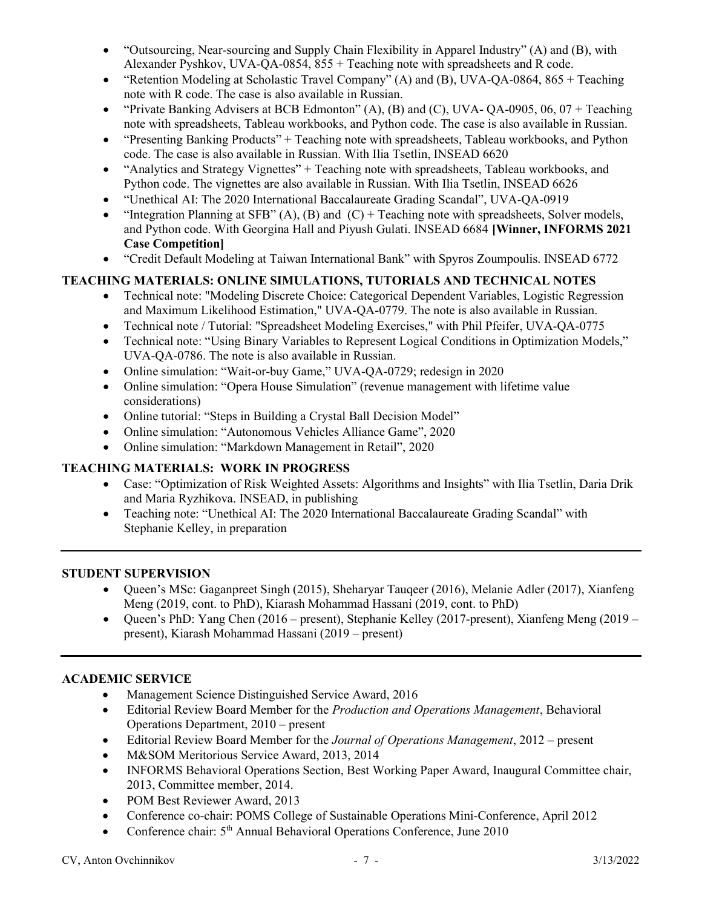- "Outsourcing, Near-sourcing and Supply Chain Flexibility in Apparel Industry" (A) and (B), with Alexander Pyshkov, UVA-QA-0854, 855 + Teaching note with spreadsheets and R code.
- "Retention Modeling at Scholastic Travel Company" (A) and (B), UVA-QA-0864, 865 + Teaching note with R code. The case is also available in Russian.
- "Private Banking Advisers at BCB Edmonton" (A), (B) and (C), UVA- QA-0905, 06, 07 + Teaching note with spreadsheets, Tableau workbooks, and Python code. The case is also available in Russian.
- "Presenting Banking Products" + Teaching note with spreadsheets, Tableau workbooks, and Python code. The case is also available in Russian. With Ilia Tsetlin, INSEAD 6620
- "Analytics and Strategy Vignettes" + Teaching note with spreadsheets, Tableau workbooks, and Python code. The vignettes are also available in Russian. With Ilia Tsetlin, INSEAD 6626
- "Unethical AI: The 2020 International Baccalaureate Grading Scandal", UVA-QA-0919
- "Integration Planning at SFB" (A), (B) and (C) + Teaching note with spreadsheets, Solver models, and Python code. With Georgina Hall and Piyush Gulati. INSEAD 6684 **[Winner, INFORMS 2021 Case Competition]**
- "Credit Default Modeling at Taiwan International Bank" with Spyros Zoumpoulis. INSEAD 6772

### TEACHING MATERIALS: ONLINE SIMULATIONS, TUTORIALS AND TECHNICAL NOTES

- Technical note: "Modeling Discrete Choice: Categorical Dependent Variables, Logistic Regression and Maximum Likelihood Estimation," UVA-QA-0779. The note is also available in Russian.
- Technical note / Tutorial: "Spreadsheet Modeling Exercises," with Phil Pfeifer, UVA-QA-0775
- Technical note: "Using Binary Variables to Represent Logical Conditions in Optimization Models," UVA-QA-0786. The note is also available in Russian.
- Online simulation: "Wait-or-buy Game," UVA-QA-0729; redesign in 2020
- Online simulation: "Opera House Simulation" (revenue management with lifetime value considerations)
- Online tutorial: "Steps in Building a Crystal Ball Decision Model"
- Online simulation: "Autonomous Vehicles Alliance Game", 2020
- Online simulation: "Markdown Management in Retail", 2020

### TEACHING MATERIALS: WORK IN PROGRESS

- Case: "Optimization of Risk Weighted Assets: Algorithms and Insights" with Ilia Tsetlin, Daria Drik and Maria Ryzhikova. INSEAD, in publishing
- Teaching note: "Unethical AI: The 2020 International Baccalaureate Grading Scandal" with Stephanie Kelley, in preparation

---

### STUDENT SUPERVISION

- Queen's MSc: Gaganpreet Singh (2015), Sheharyar Tauqeer (2016), Melanie Adler (2017), Xianfeng Meng (2019, cont. to PhD), Kiarash Mohammad Hassani (2019, cont. to PhD)
- Queen's PhD: Yang Chen (2016 – present), Stephanie Kelley (2017-present), Xianfeng Meng (2019 – present), Kiarash Mohammad Hassani (2019 – present)

---

### ACADEMIC SERVICE

- Management Science Distinguished Service Award, 2016
- Editorial Review Board Member for the *Production and Operations Management*, Behavioral Operations Department, 2010 – present
- Editorial Review Board Member for the *Journal of Operations Management*, 2012 – present
- M&SOM Meritorious Service Award, 2013, 2014
- INFORMS Behavioral Operations Section, Best Working Paper Award, Inaugural Committee chair, 2013, Committee member, 2014.
- POM Best Reviewer Award, 2013
- Conference co-chair: POMS College of Sustainable Operations Mini-Conference, April 2012
- Conference chair: 5th Annual Behavioral Operations Conference, June 2010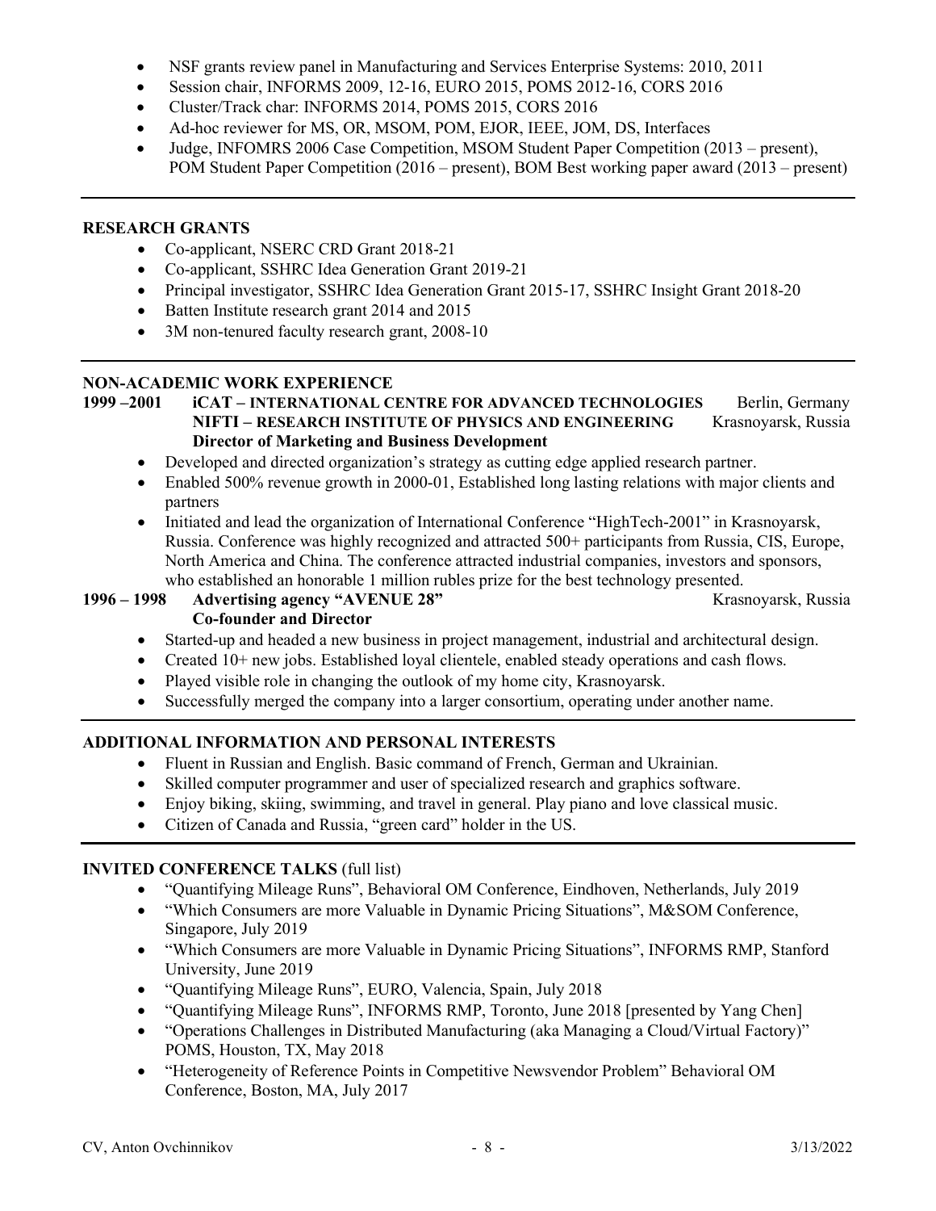- NSF grants review panel in Manufacturing and Services Enterprise Systems: 2010, 2011
- Session chair, INFORMS 2009, 12-16, EURO 2015, POMS 2012-16, CORS 2016
- Cluster/Track char: INFORMS 2014, POMS 2015, CORS 2016
- Ad-hoc reviewer for MS, OR, MSOM, POM, EJOR, IEEE, JOM, DS, Interfaces
- Judge, INFOMRS 2006 Case Competition, MSOM Student Paper Competition (2013 – present), POM Student Paper Competition (2016 – present), BOM Best working paper award (2013 – present)

---

## RESEARCH GRANTS

- Co-applicant, NSERC CRD Grant 2018-21
- Co-applicant, SSHRC Idea Generation Grant 2019-21
- Principal investigator, SSHRC Idea Generation Grant 2015-17, SSHRC Insight Grant 2018-20
- Batten Institute research grant 2014 and 2015
- 3M non-tenured faculty research grant, 2008-10

---

## NON-ACADEMIC WORK EXPERIENCE

**1999 –2001** **iCAT – INTERNATIONAL CENTRE FOR ADVANCED TECHNOLOGIES** Berlin, Germany
**NIFTI – RESEARCH INSTITUTE OF PHYSICS AND ENGINEERING** Krasnoyarsk, Russia
**Director of Marketing and Business Development**

- Developed and directed organization's strategy as cutting edge applied research partner.
- Enabled 500% revenue growth in 2000-01, Established long lasting relations with major clients and partners
- Initiated and lead the organization of International Conference "HighTech-2001" in Krasnoyarsk, Russia. Conference was highly recognized and attracted 500+ participants from Russia, CIS, Europe, North America and China. The conference attracted industrial companies, investors and sponsors, who established an honorable 1 million rubles prize for the best technology presented.

**1996 – 1998** **Advertising agency "AVENUE 28"** Krasnoyarsk, Russia
**Co-founder and Director**

- Started-up and headed a new business in project management, industrial and architectural design.
- Created 10+ new jobs. Established loyal clientele, enabled steady operations and cash flows.
- Played visible role in changing the outlook of my home city, Krasnoyarsk.
- Successfully merged the company into a larger consortium, operating under another name.

---

## ADDITIONAL INFORMATION AND PERSONAL INTERESTS

- Fluent in Russian and English. Basic command of French, German and Ukrainian.
- Skilled computer programmer and user of specialized research and graphics software.
- Enjoy biking, skiing, swimming, and travel in general. Play piano and love classical music.
- Citizen of Canada and Russia, "green card" holder in the US.

---

## INVITED CONFERENCE TALKS (full list)

- "Quantifying Mileage Runs", Behavioral OM Conference, Eindhoven, Netherlands, July 2019
- "Which Consumers are more Valuable in Dynamic Pricing Situations", M&SOM Conference, Singapore, July 2019
- "Which Consumers are more Valuable in Dynamic Pricing Situations", INFORMS RMP, Stanford University, June 2019
- "Quantifying Mileage Runs", EURO, Valencia, Spain, July 2018
- "Quantifying Mileage Runs", INFORMS RMP, Toronto, June 2018 [presented by Yang Chen]
- "Operations Challenges in Distributed Manufacturing (aka Managing a Cloud/Virtual Factory)" POMS, Houston, TX, May 2018
- "Heterogeneity of Reference Points in Competitive Newsvendor Problem" Behavioral OM Conference, Boston, MA, July 2017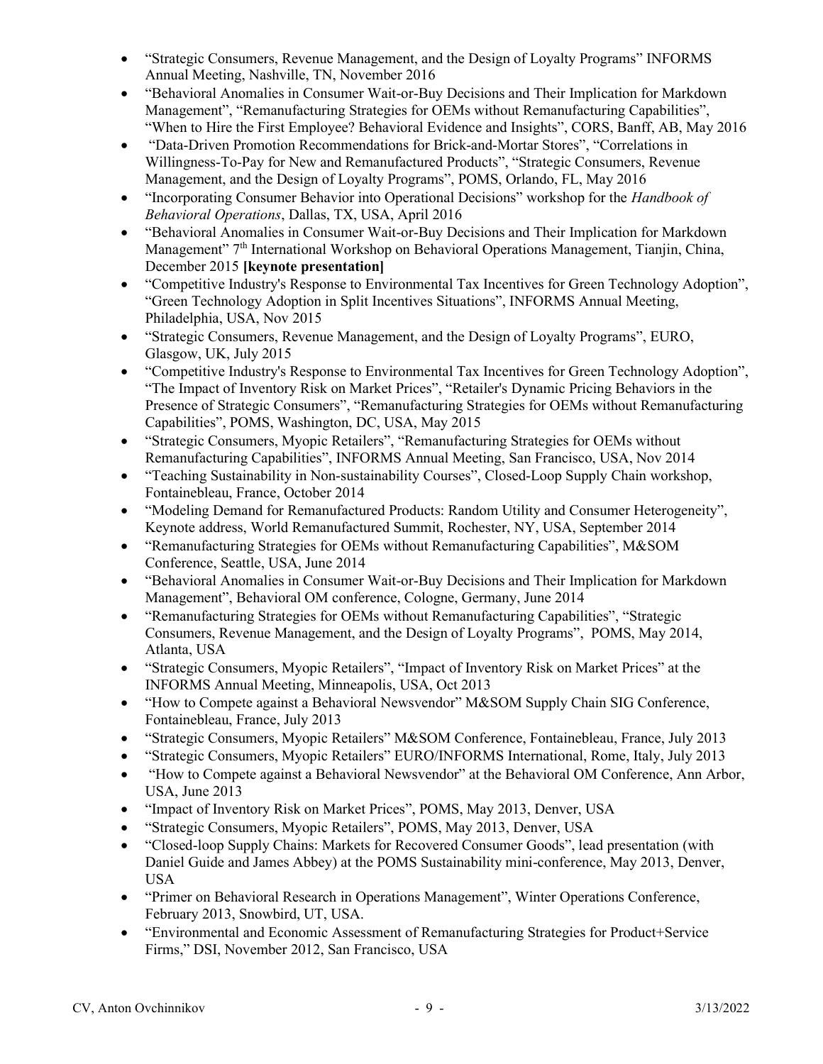- "Strategic Consumers, Revenue Management, and the Design of Loyalty Programs" INFORMS Annual Meeting, Nashville, TN, November 2016
- "Behavioral Anomalies in Consumer Wait-or-Buy Decisions and Their Implication for Markdown Management", "Remanufacturing Strategies for OEMs without Remanufacturing Capabilities", "When to Hire the First Employee? Behavioral Evidence and Insights", CORS, Banff, AB, May 2016
- "Data-Driven Promotion Recommendations for Brick-and-Mortar Stores", "Correlations in Willingness-To-Pay for New and Remanufactured Products", "Strategic Consumers, Revenue Management, and the Design of Loyalty Programs", POMS, Orlando, FL, May 2016
- "Incorporating Consumer Behavior into Operational Decisions" workshop for the *Handbook of Behavioral Operations*, Dallas, TX, USA, April 2016
- "Behavioral Anomalies in Consumer Wait-or-Buy Decisions and Their Implication for Markdown Management" 7th International Workshop on Behavioral Operations Management, Tianjin, China, December 2015 **[keynote presentation]**
- "Competitive Industry's Response to Environmental Tax Incentives for Green Technology Adoption", "Green Technology Adoption in Split Incentives Situations", INFORMS Annual Meeting, Philadelphia, USA, Nov 2015
- "Strategic Consumers, Revenue Management, and the Design of Loyalty Programs", EURO, Glasgow, UK, July 2015
- "Competitive Industry's Response to Environmental Tax Incentives for Green Technology Adoption", "The Impact of Inventory Risk on Market Prices", "Retailer's Dynamic Pricing Behaviors in the Presence of Strategic Consumers", "Remanufacturing Strategies for OEMs without Remanufacturing Capabilities", POMS, Washington, DC, USA, May 2015
- "Strategic Consumers, Myopic Retailers", "Remanufacturing Strategies for OEMs without Remanufacturing Capabilities", INFORMS Annual Meeting, San Francisco, USA, Nov 2014
- "Teaching Sustainability in Non-sustainability Courses", Closed-Loop Supply Chain workshop, Fontainebleau, France, October 2014
- "Modeling Demand for Remanufactured Products: Random Utility and Consumer Heterogeneity", Keynote address, World Remanufactured Summit, Rochester, NY, USA, September 2014
- "Remanufacturing Strategies for OEMs without Remanufacturing Capabilities", M&SOM Conference, Seattle, USA, June 2014
- "Behavioral Anomalies in Consumer Wait-or-Buy Decisions and Their Implication for Markdown Management", Behavioral OM conference, Cologne, Germany, June 2014
- "Remanufacturing Strategies for OEMs without Remanufacturing Capabilities", "Strategic Consumers, Revenue Management, and the Design of Loyalty Programs", POMS, May 2014, Atlanta, USA
- "Strategic Consumers, Myopic Retailers", "Impact of Inventory Risk on Market Prices" at the INFORMS Annual Meeting, Minneapolis, USA, Oct 2013
- "How to Compete against a Behavioral Newsvendor" M&SOM Supply Chain SIG Conference, Fontainebleau, France, July 2013
- "Strategic Consumers, Myopic Retailers" M&SOM Conference, Fontainebleau, France, July 2013
- "Strategic Consumers, Myopic Retailers" EURO/INFORMS International, Rome, Italy, July 2013
- "How to Compete against a Behavioral Newsvendor" at the Behavioral OM Conference, Ann Arbor, USA, June 2013
- "Impact of Inventory Risk on Market Prices", POMS, May 2013, Denver, USA
- "Strategic Consumers, Myopic Retailers", POMS, May 2013, Denver, USA
- "Closed-loop Supply Chains: Markets for Recovered Consumer Goods", lead presentation (with Daniel Guide and James Abbey) at the POMS Sustainability mini-conference, May 2013, Denver, USA
- "Primer on Behavioral Research in Operations Management", Winter Operations Conference, February 2013, Snowbird, UT, USA.
- "Environmental and Economic Assessment of Remanufacturing Strategies for Product+Service Firms," DSI, November 2012, San Francisco, USA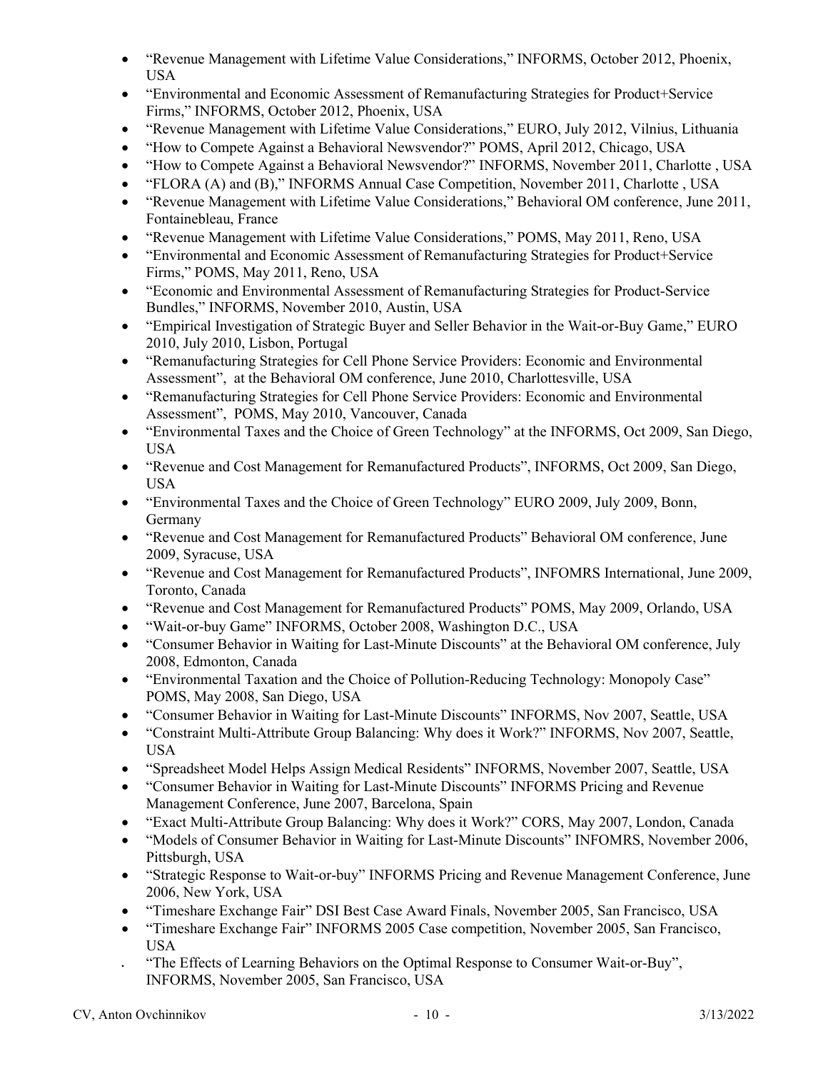- "Revenue Management with Lifetime Value Considerations," INFORMS, October 2012, Phoenix, USA
- "Environmental and Economic Assessment of Remanufacturing Strategies for Product+Service Firms," INFORMS, October 2012, Phoenix, USA
- "Revenue Management with Lifetime Value Considerations," EURO, July 2012, Vilnius, Lithuania
- "How to Compete Against a Behavioral Newsvendor?" POMS, April 2012, Chicago, USA
- "How to Compete Against a Behavioral Newsvendor?" INFORMS, November 2011, Charlotte , USA
- "FLORA (A) and (B)," INFORMS Annual Case Competition, November 2011, Charlotte , USA
- "Revenue Management with Lifetime Value Considerations," Behavioral OM conference, June 2011, Fontainebleau, France
- "Revenue Management with Lifetime Value Considerations," POMS, May 2011, Reno, USA
- "Environmental and Economic Assessment of Remanufacturing Strategies for Product+Service Firms," POMS, May 2011, Reno, USA
- "Economic and Environmental Assessment of Remanufacturing Strategies for Product-Service Bundles," INFORMS, November 2010, Austin, USA
- "Empirical Investigation of Strategic Buyer and Seller Behavior in the Wait-or-Buy Game," EURO 2010, July 2010, Lisbon, Portugal
- "Remanufacturing Strategies for Cell Phone Service Providers: Economic and Environmental Assessment", at the Behavioral OM conference, June 2010, Charlottesville, USA
- "Remanufacturing Strategies for Cell Phone Service Providers: Economic and Environmental Assessment", POMS, May 2010, Vancouver, Canada
- "Environmental Taxes and the Choice of Green Technology" at the INFORMS, Oct 2009, San Diego, USA
- "Revenue and Cost Management for Remanufactured Products", INFORMS, Oct 2009, San Diego, USA
- "Environmental Taxes and the Choice of Green Technology" EURO 2009, July 2009, Bonn, Germany
- "Revenue and Cost Management for Remanufactured Products" Behavioral OM conference, June 2009, Syracuse, USA
- "Revenue and Cost Management for Remanufactured Products", INFOMRS International, June 2009, Toronto, Canada
- "Revenue and Cost Management for Remanufactured Products" POMS, May 2009, Orlando, USA
- "Wait-or-buy Game" INFORMS, October 2008, Washington D.C., USA
- "Consumer Behavior in Waiting for Last-Minute Discounts" at the Behavioral OM conference, July 2008, Edmonton, Canada
- "Environmental Taxation and the Choice of Pollution-Reducing Technology: Monopoly Case" POMS, May 2008, San Diego, USA
- "Consumer Behavior in Waiting for Last-Minute Discounts" INFORMS, Nov 2007, Seattle, USA
- "Constraint Multi-Attribute Group Balancing: Why does it Work?" INFORMS, Nov 2007, Seattle, USA
- "Spreadsheet Model Helps Assign Medical Residents" INFORMS, November 2007, Seattle, USA
- "Consumer Behavior in Waiting for Last-Minute Discounts" INFORMS Pricing and Revenue Management Conference, June 2007, Barcelona, Spain
- "Exact Multi-Attribute Group Balancing: Why does it Work?" CORS, May 2007, London, Canada
- "Models of Consumer Behavior in Waiting for Last-Minute Discounts" INFOMRS, November 2006, Pittsburgh, USA
- "Strategic Response to Wait-or-buy" INFORMS Pricing and Revenue Management Conference, June 2006, New York, USA
- "Timeshare Exchange Fair" DSI Best Case Award Finals, November 2005, San Francisco, USA
- "Timeshare Exchange Fair" INFORMS 2005 Case competition, November 2005, San Francisco, USA
- "The Effects of Learning Behaviors on the Optimal Response to Consumer Wait-or-Buy", INFORMS, November 2005, San Francisco, USA